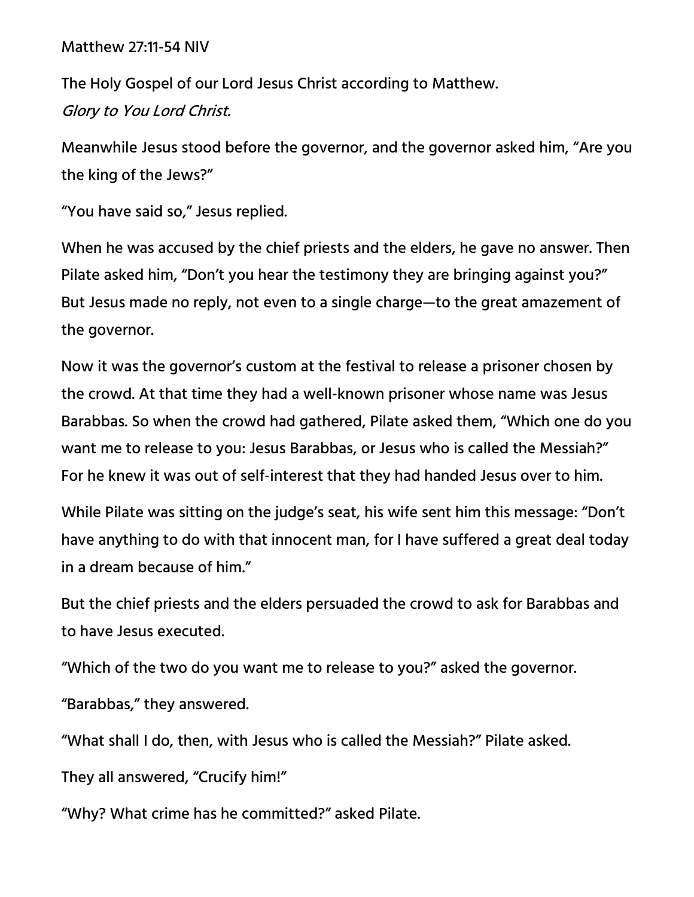Matthew 27:11-54 NIV

The Holy Gospel of our Lord Jesus Christ according to Matthew.
*Glory to You Lord Christ.*

Meanwhile Jesus stood before the governor, and the governor asked him, “Are you the king of the Jews?”

“You have said so,” Jesus replied.

When he was accused by the chief priests and the elders, he gave no answer. Then Pilate asked him, “Don’t you hear the testimony they are bringing against you?” But Jesus made no reply, not even to a single charge—to the great amazement of the governor.

Now it was the governor’s custom at the festival to release a prisoner chosen by the crowd. At that time they had a well-known prisoner whose name was Jesus Barabbas. So when the crowd had gathered, Pilate asked them, “Which one do you want me to release to you: Jesus Barabbas, or Jesus who is called the Messiah?” For he knew it was out of self-interest that they had handed Jesus over to him.

While Pilate was sitting on the judge’s seat, his wife sent him this message: “Don’t have anything to do with that innocent man, for I have suffered a great deal today in a dream because of him.”

But the chief priests and the elders persuaded the crowd to ask for Barabbas and to have Jesus executed.

“Which of the two do you want me to release to you?” asked the governor.

“Barabbas,” they answered.

“What shall I do, then, with Jesus who is called the Messiah?” Pilate asked.

They all answered, “Crucify him!”

“Why? What crime has he committed?” asked Pilate.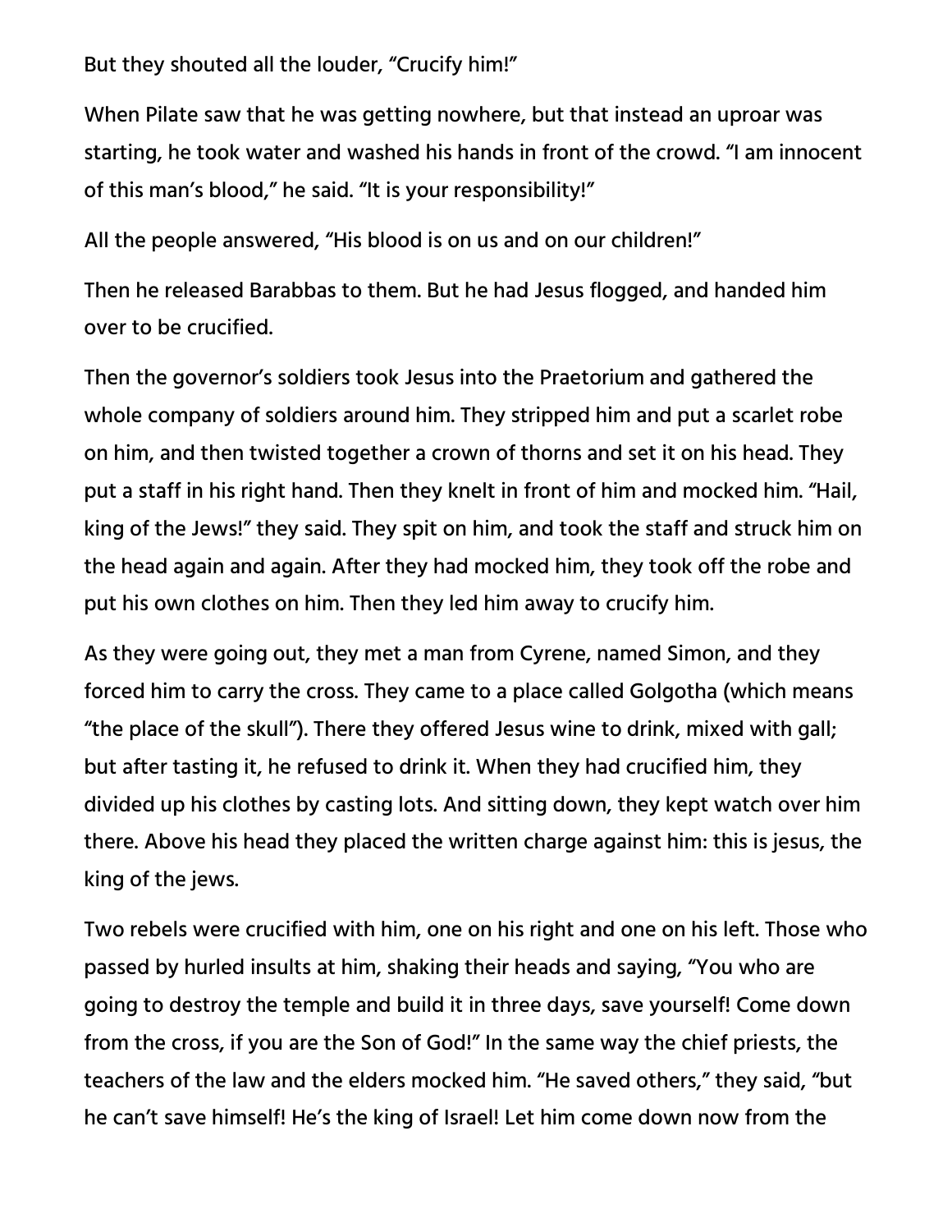But they shouted all the louder, "Crucify him!"

When Pilate saw that he was getting nowhere, but that instead an uproar was starting, he took water and washed his hands in front of the crowd. "I am innocent of this man's blood," he said. "It is your responsibility!"

All the people answered, "His blood is on us and on our children!"

Then he released Barabbas to them. But he had Jesus flogged, and handed him over to be crucified.

Then the governor's soldiers took Jesus into the Praetorium and gathered the whole company of soldiers around him. They stripped him and put a scarlet robe on him, and then twisted together a crown of thorns and set it on his head. They put a staff in his right hand. Then they knelt in front of him and mocked him. "Hail, king of the Jews!" they said. They spit on him, and took the staff and struck him on the head again and again. After they had mocked him, they took off the robe and put his own clothes on him. Then they led him away to crucify him.

As they were going out, they met a man from Cyrene, named Simon, and they forced him to carry the cross. They came to a place called Golgotha (which means "the place of the skull"). There they offered Jesus wine to drink, mixed with gall; but after tasting it, he refused to drink it. When they had crucified him, they divided up his clothes by casting lots. And sitting down, they kept watch over him there. Above his head they placed the written charge against him: this is jesus, the king of the jews.

Two rebels were crucified with him, one on his right and one on his left. Those who passed by hurled insults at him, shaking their heads and saying, "You who are going to destroy the temple and build it in three days, save yourself! Come down from the cross, if you are the Son of God!" In the same way the chief priests, the teachers of the law and the elders mocked him. "He saved others," they said, "but he can't save himself! He's the king of Israel! Let him come down now from the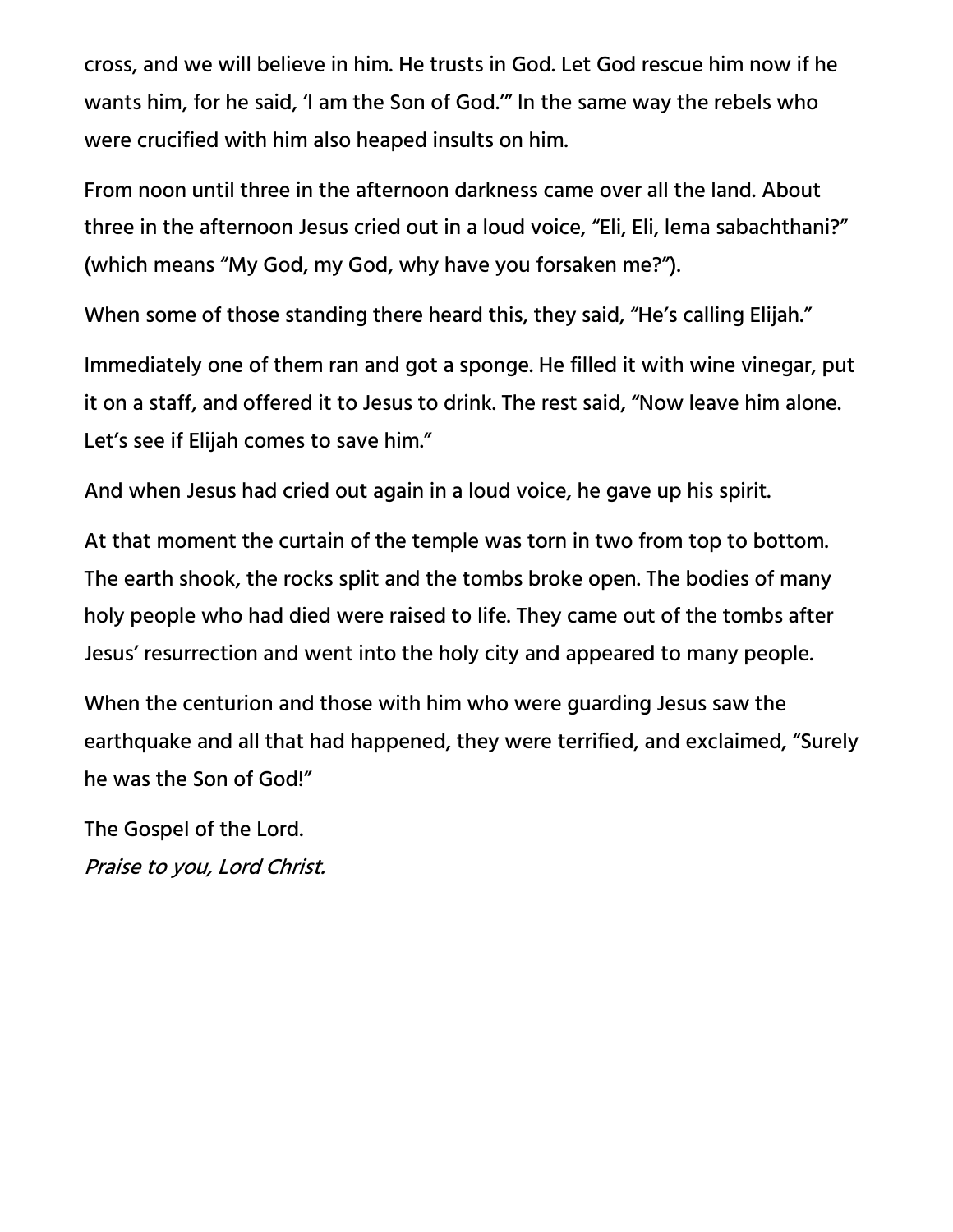cross, and we will believe in him. He trusts in God. Let God rescue him now if he wants him, for he said, 'I am the Son of God.'" In the same way the rebels who were crucified with him also heaped insults on him.

From noon until three in the afternoon darkness came over all the land. About three in the afternoon Jesus cried out in a loud voice, "Eli, Eli, lema sabachthani?" (which means "My God, my God, why have you forsaken me?").

When some of those standing there heard this, they said, "He's calling Elijah."

Immediately one of them ran and got a sponge. He filled it with wine vinegar, put it on a staff, and offered it to Jesus to drink. The rest said, "Now leave him alone. Let's see if Elijah comes to save him."

And when Jesus had cried out again in a loud voice, he gave up his spirit.

At that moment the curtain of the temple was torn in two from top to bottom. The earth shook, the rocks split and the tombs broke open. The bodies of many holy people who had died were raised to life. They came out of the tombs after Jesus' resurrection and went into the holy city and appeared to many people.

When the centurion and those with him who were guarding Jesus saw the earthquake and all that had happened, they were terrified, and exclaimed, "Surely he was the Son of God!"

The Gospel of the Lord.
*Praise to you, Lord Christ.*